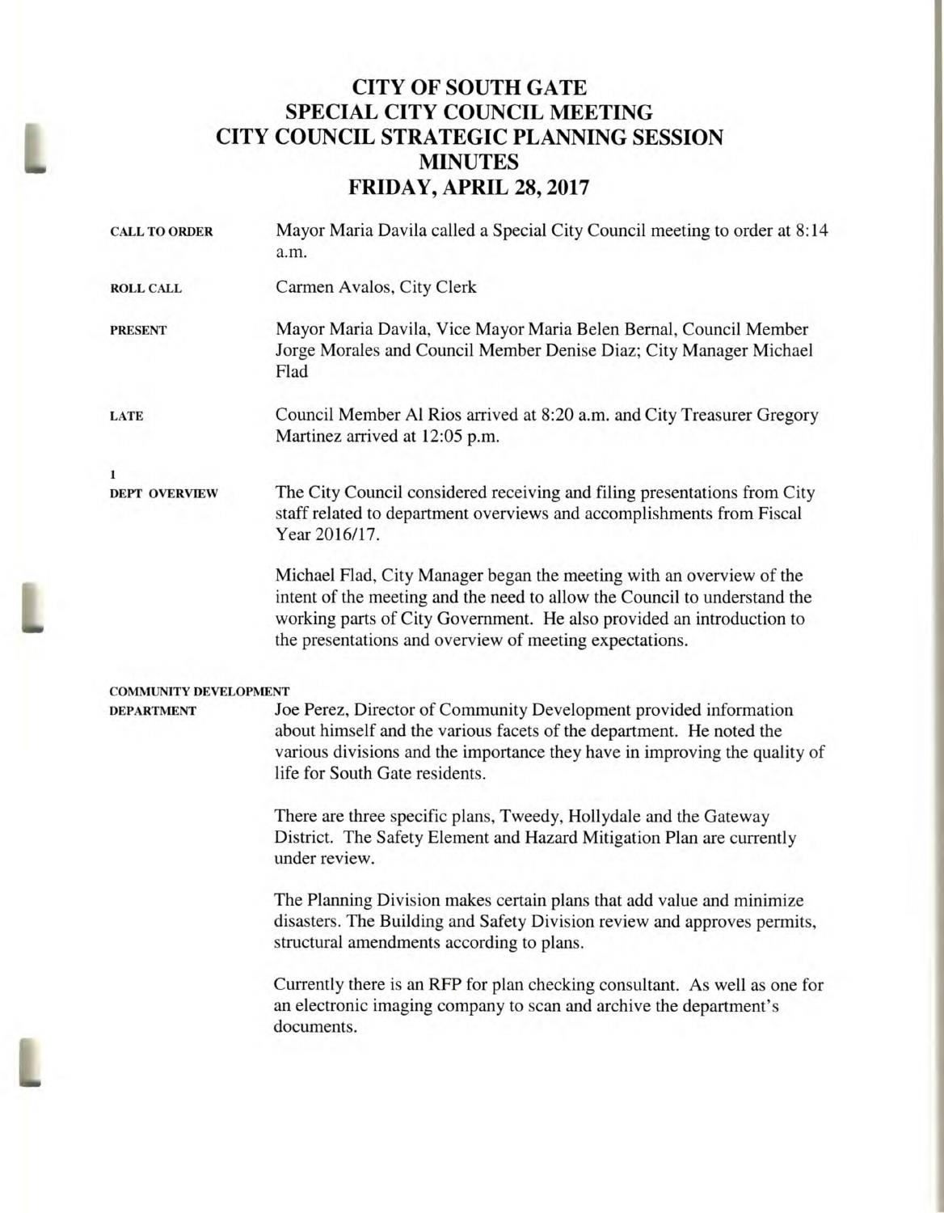# CITY OF SOUTH GATE
## SPECIAL CITY COUNCIL MEETING
## CITY COUNCIL STRATEGIC PLANNING SESSION
## MINUTES
## FRIDAY, APRIL 28, 2017

**CALL TO ORDER**

Mayor Maria Davila called a Special City Council meeting to order at 8:14 a.m.

**ROLL CALL**

Carmen Avalos, City Clerk

**PRESENT**

Mayor Maria Davila, Vice Mayor Maria Belen Bernal, Council Member Jorge Morales and Council Member Denise Diaz; City Manager Michael Flad

**LATE**

Council Member Al Rios arrived at 8:20 a.m. and City Treasurer Gregory Martinez arrived at 12:05 p.m.

**1**
**DEPT OVERVIEW**

The City Council considered receiving and filing presentations from City staff related to department overviews and accomplishments from Fiscal Year 2016/17.

Michael Flad, City Manager began the meeting with an overview of the intent of the meeting and the need to allow the Council to understand the working parts of City Government. He also provided an introduction to the presentations and overview of meeting expectations.

**COMMUNITY DEVELOPMENT DEPARTMENT**

Joe Perez, Director of Community Development provided information about himself and the various facets of the department. He noted the various divisions and the importance they have in improving the quality of life for South Gate residents.

There are three specific plans, Tweedy, Hollydale and the Gateway District. The Safety Element and Hazard Mitigation Plan are currently under review.

The Planning Division makes certain plans that add value and minimize disasters. The Building and Safety Division review and approves permits, structural amendments according to plans.

Currently there is an RFP for plan checking consultant. As well as one for an electronic imaging company to scan and archive the department's documents.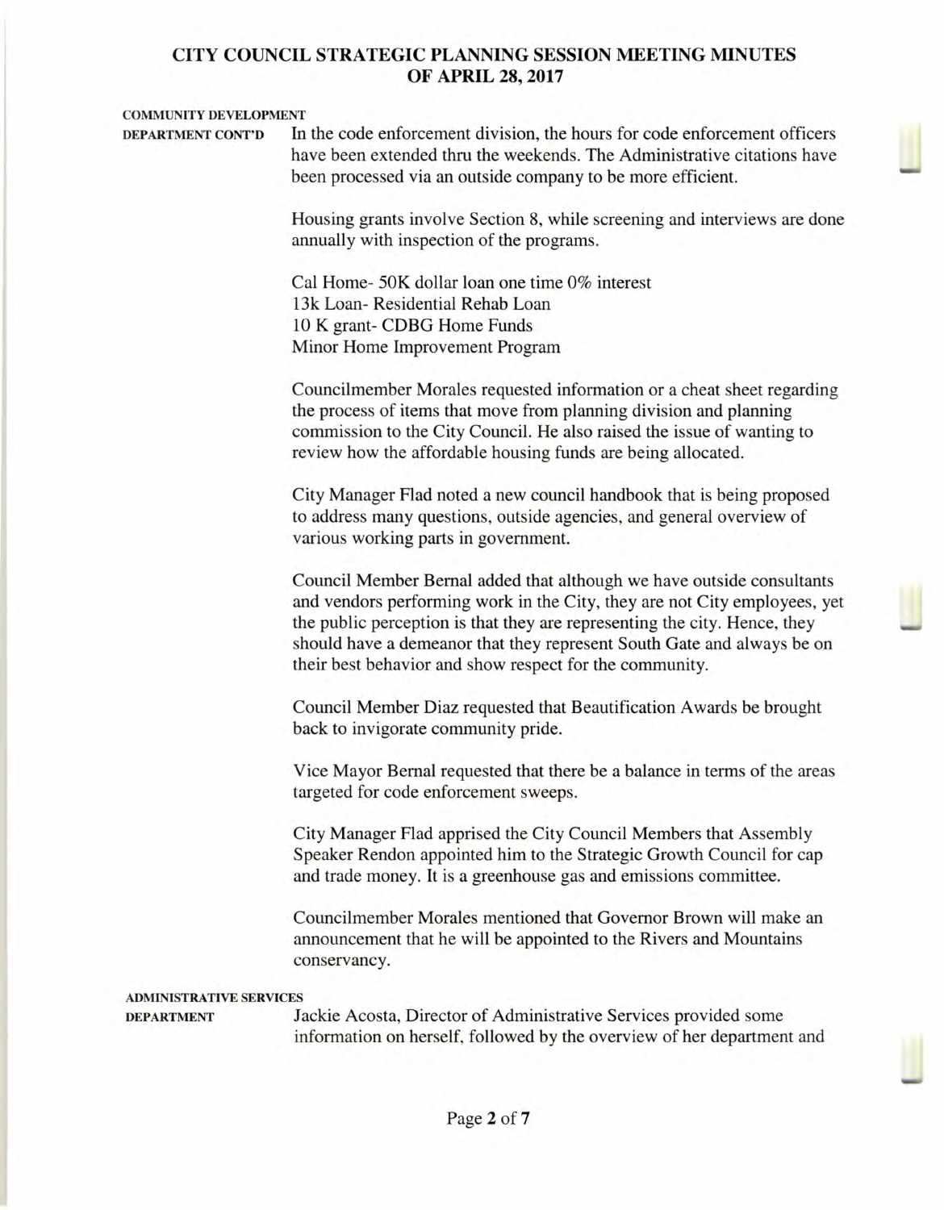**COMMUNITY DEVELOPMENT DEPARTMENT CONT'D**

In the code enforcement division, the hours for code enforcement officers have been extended thru the weekends. The Administrative citations have been processed via an outside company to be more efficient.

Housing grants involve Section 8, while screening and interviews are done annually with inspection of the programs.

Cal Home- 50K dollar loan one time 0% interest
13k Loan- Residential Rehab Loan
10 K grant- CDBG Home Funds
Minor Home Improvement Program

Councilmember Morales requested information or a cheat sheet regarding the process of items that move from planning division and planning commission to the City Council. He also raised the issue of wanting to review how the affordable housing funds are being allocated.

City Manager Flad noted a new council handbook that is being proposed to address many questions, outside agencies, and general overview of various working parts in government.

Council Member Bernal added that although we have outside consultants and vendors performing work in the City, they are not City employees, yet the public perception is that they are representing the city. Hence, they should have a demeanor that they represent South Gate and always be on their best behavior and show respect for the community.

Council Member Diaz requested that Beautification Awards be brought back to invigorate community pride.

Vice Mayor Bernal requested that there be a balance in terms of the areas targeted for code enforcement sweeps.

City Manager Flad apprised the City Council Members that Assembly Speaker Rendon appointed him to the Strategic Growth Council for cap and trade money. It is a greenhouse gas and emissions committee.

Councilmember Morales mentioned that Governor Brown will make an announcement that he will be appointed to the Rivers and Mountains conservancy.

**ADMINISTRATIVE SERVICES DEPARTMENT**

Jackie Acosta, Director of Administrative Services provided some information on herself, followed by the overview of her department and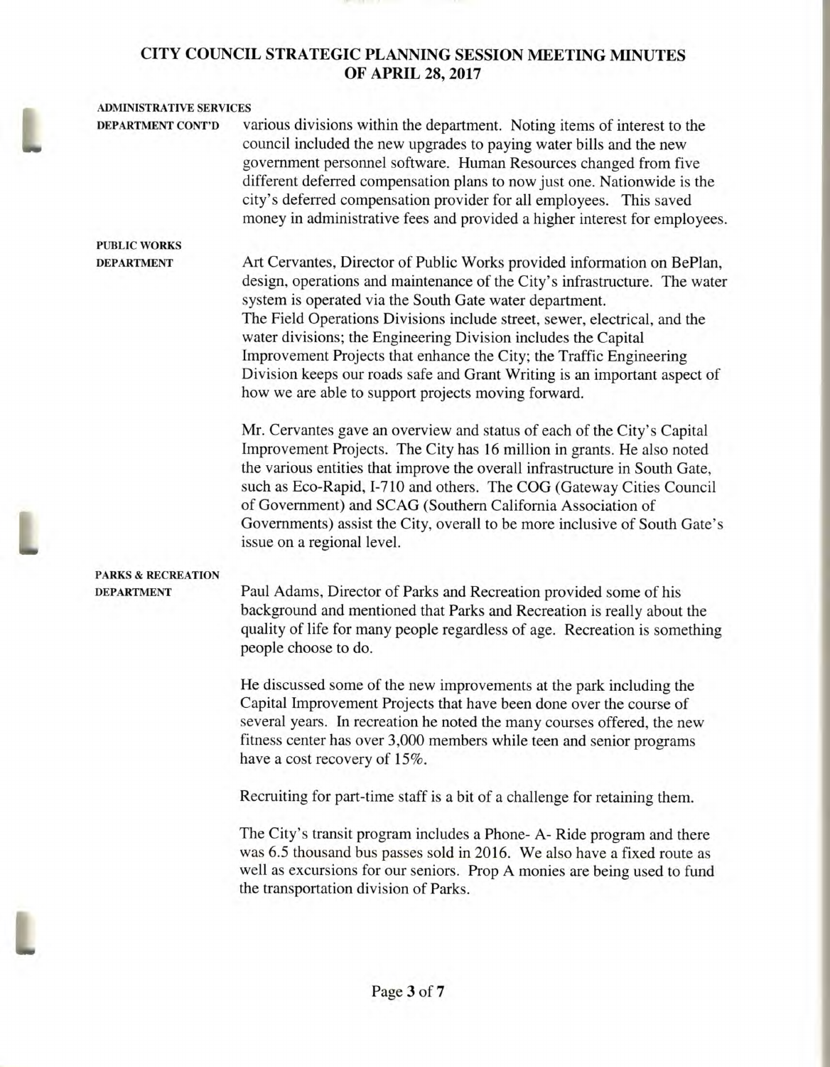**ADMINISTRATIVE SERVICES DEPARTMENT CONT'D**

various divisions within the department. Noting items of interest to the council included the new upgrades to paying water bills and the new government personnel software. Human Resources changed from five different deferred compensation plans to now just one. Nationwide is the city's deferred compensation provider for all employees. This saved money in administrative fees and provided a higher interest for employees.

**PUBLIC WORKS DEPARTMENT**

Art Cervantes, Director of Public Works provided information on BePlan, design, operations and maintenance of the City's infrastructure. The water system is operated via the South Gate water department.
The Field Operations Divisions include street, sewer, electrical, and the water divisions; the Engineering Division includes the Capital Improvement Projects that enhance the City; the Traffic Engineering Division keeps our roads safe and Grant Writing is an important aspect of how we are able to support projects moving forward.

Mr. Cervantes gave an overview and status of each of the City's Capital Improvement Projects. The City has 16 million in grants. He also noted the various entities that improve the overall infrastructure in South Gate, such as Eco-Rapid, I-710 and others. The COG (Gateway Cities Council of Government) and SCAG (Southern California Association of Governments) assist the City, overall to be more inclusive of South Gate's issue on a regional level.

**PARKS & RECREATION DEPARTMENT**

Paul Adams, Director of Parks and Recreation provided some of his background and mentioned that Parks and Recreation is really about the quality of life for many people regardless of age. Recreation is something people choose to do.

He discussed some of the new improvements at the park including the Capital Improvement Projects that have been done over the course of several years. In recreation he noted the many courses offered, the new fitness center has over 3,000 members while teen and senior programs have a cost recovery of 15%.

Recruiting for part-time staff is a bit of a challenge for retaining them.

The City's transit program includes a Phone- A- Ride program and there was 6.5 thousand bus passes sold in 2016. We also have a fixed route as well as excursions for our seniors. Prop A monies are being used to fund the transportation division of Parks.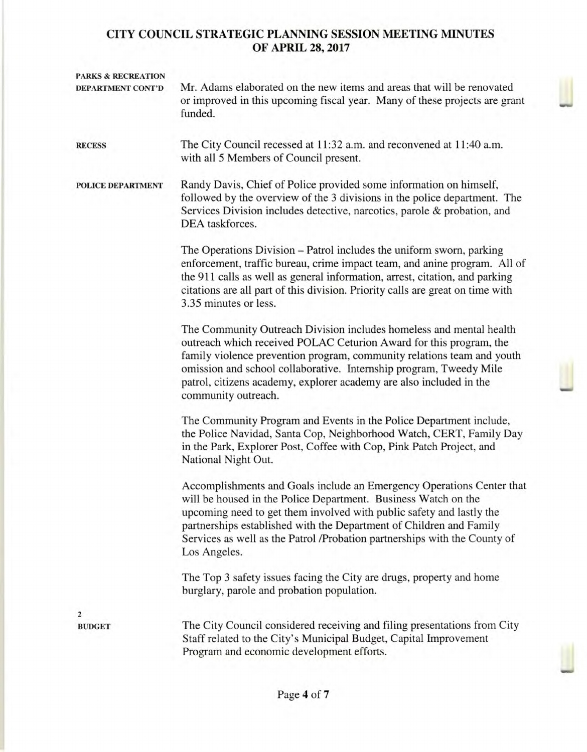# CITY COUNCIL STRATEGIC PLANNING SESSION MEETING MINUTES OF APRIL 28, 2017

**PARKS & RECREATION DEPARTMENT CONT'D**

Mr. Adams elaborated on the new items and areas that will be renovated or improved in this upcoming fiscal year. Many of these projects are grant funded.

**RECESS**

The City Council recessed at 11:32 a.m. and reconvened at 11:40 a.m. with all 5 Members of Council present.

**POLICE DEPARTMENT**

Randy Davis, Chief of Police provided some information on himself, followed by the overview of the 3 divisions in the police department. The Services Division includes detective, narcotics, parole & probation, and DEA taskforces.

The Operations Division – Patrol includes the uniform sworn, parking enforcement, traffic bureau, crime impact team, and anine program. All of the 911 calls as well as general information, arrest, citation, and parking citations are all part of this division. Priority calls are great on time with 3.35 minutes or less.

The Community Outreach Division includes homeless and mental health outreach which received POLAC Ceturion Award for this program, the family violence prevention program, community relations team and youth omission and school collaborative. Internship program, Tweedy Mile patrol, citizens academy, explorer academy are also included in the community outreach.

The Community Program and Events in the Police Department include, the Police Navidad, Santa Cop, Neighborhood Watch, CERT, Family Day in the Park, Explorer Post, Coffee with Cop, Pink Patch Project, and National Night Out.

Accomplishments and Goals include an Emergency Operations Center that will be housed in the Police Department. Business Watch on the upcoming need to get them involved with public safety and lastly the partnerships established with the Department of Children and Family Services as well as the Patrol /Probation partnerships with the County of Los Angeles.

The Top 3 safety issues facing the City are drugs, property and home burglary, parole and probation population.

**2**
**BUDGET**

The City Council considered receiving and filing presentations from City Staff related to the City's Municipal Budget, Capital Improvement Program and economic development efforts.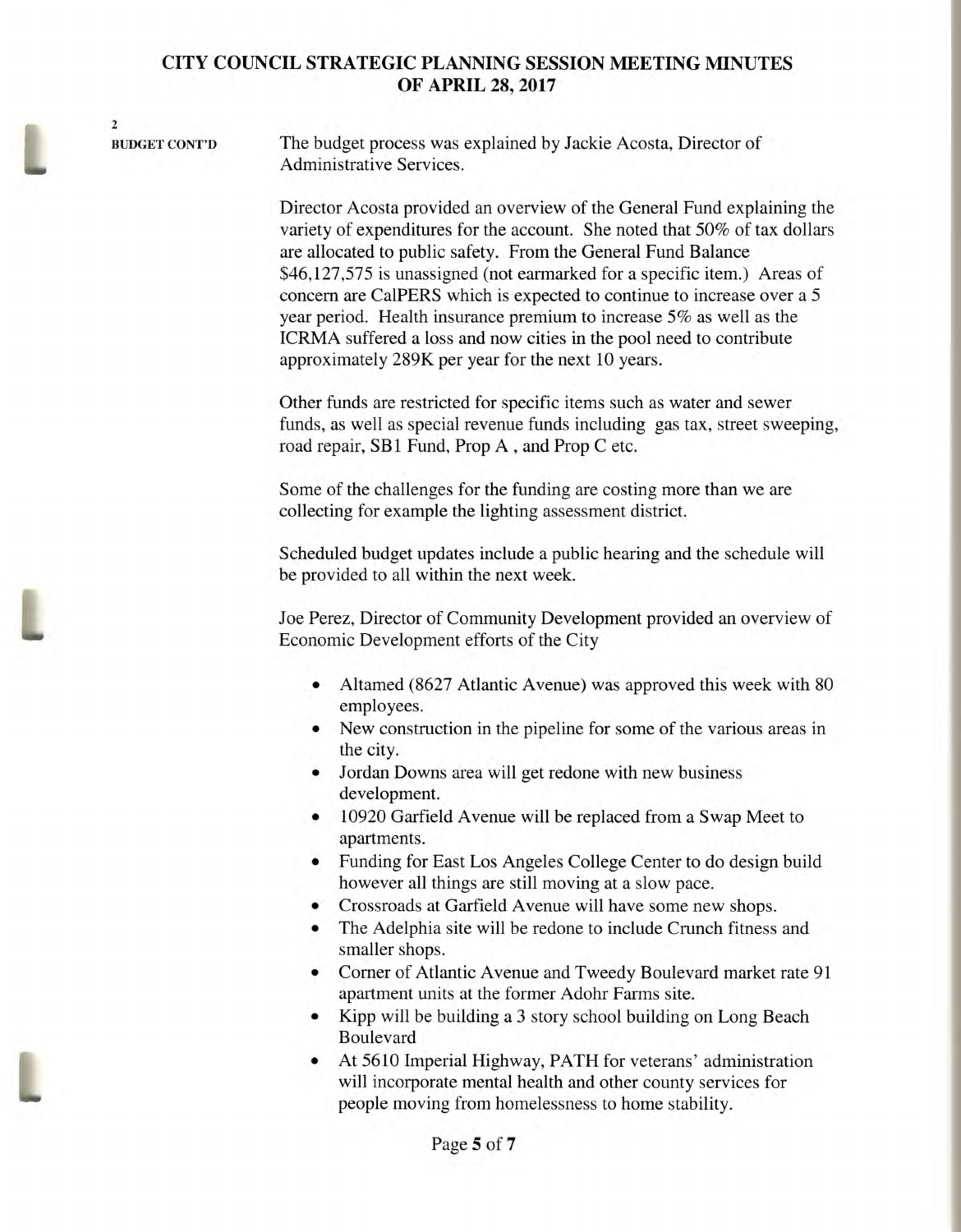2

**BUDGET CONT'D**

The budget process was explained by Jackie Acosta, Director of Administrative Services.

Director Acosta provided an overview of the General Fund explaining the variety of expenditures for the account. She noted that 50% of tax dollars are allocated to public safety. From the General Fund Balance $46,127,575 is unassigned (not earmarked for a specific item.) Areas of concern are CalPERS which is expected to continue to increase over a 5 year period. Health insurance premium to increase 5% as well as the ICRMA suffered a loss and now cities in the pool need to contribute approximately 289K per year for the next 10 years.

Other funds are restricted for specific items such as water and sewer funds, as well as special revenue funds including gas tax, street sweeping, road repair, SB1 Fund, Prop A , and Prop C etc.

Some of the challenges for the funding are costing more than we are collecting for example the lighting assessment district.

Scheduled budget updates include a public hearing and the schedule will be provided to all within the next week.

Joe Perez, Director of Community Development provided an overview of Economic Development efforts of the City

- Altamed (8627 Atlantic Avenue) was approved this week with 80 employees.
- New construction in the pipeline for some of the various areas in the city.
- Jordan Downs area will get redone with new business development.
- 10920 Garfield Avenue will be replaced from a Swap Meet to apartments.
- Funding for East Los Angeles College Center to do design build however all things are still moving at a slow pace.
- Crossroads at Garfield Avenue will have some new shops.
- The Adelphia site will be redone to include Crunch fitness and smaller shops.
- Corner of Atlantic Avenue and Tweedy Boulevard market rate 91 apartment units at the former Adohr Farms site.
- Kipp will be building a 3 story school building on Long Beach Boulevard
- At 5610 Imperial Highway, PATH for veterans' administration will incorporate mental health and other county services for people moving from homelessness to home stability.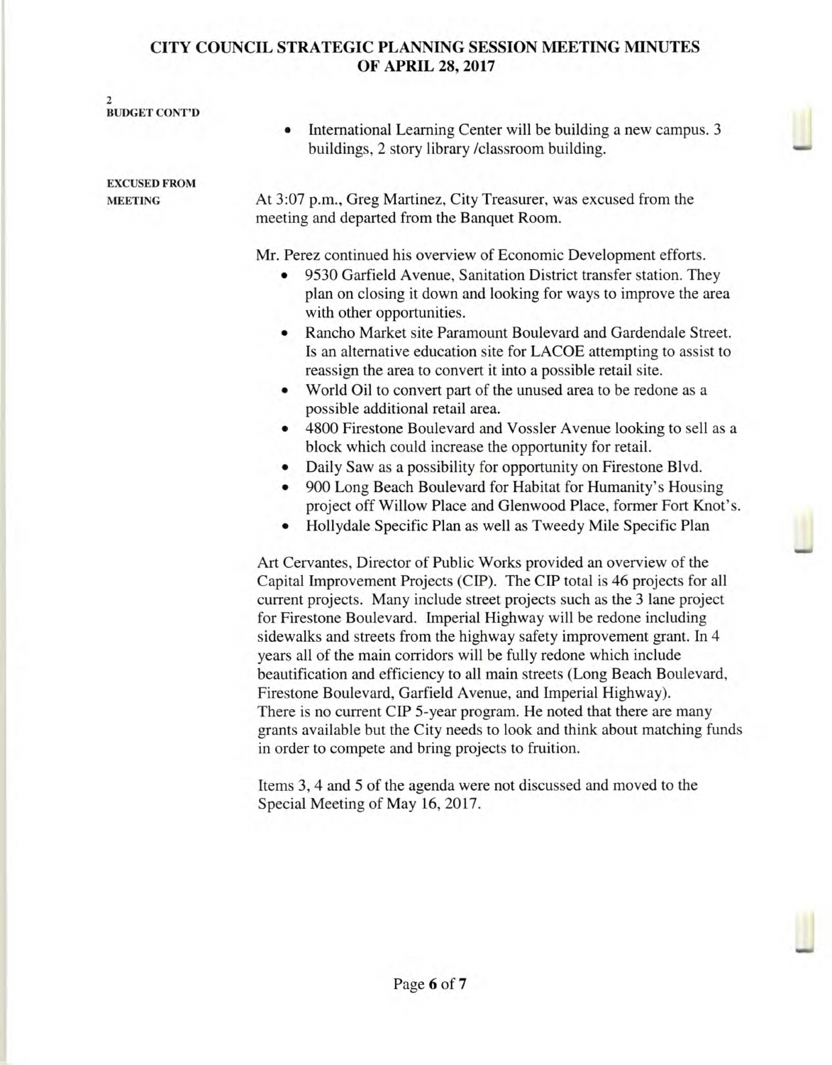**2**
**BUDGET CONT'D**

- International Learning Center will be building a new campus. 3 buildings, 2 story library /classroom building.

**EXCUSED FROM MEETING**

At 3:07 p.m., Greg Martinez, City Treasurer, was excused from the meeting and departed from the Banquet Room.

Mr. Perez continued his overview of Economic Development efforts.

- 9530 Garfield Avenue, Sanitation District transfer station. They plan on closing it down and looking for ways to improve the area with other opportunities.
- Rancho Market site Paramount Boulevard and Gardendale Street. Is an alternative education site for LACOE attempting to assist to reassign the area to convert it into a possible retail site.
- World Oil to convert part of the unused area to be redone as a possible additional retail area.
- 4800 Firestone Boulevard and Vossler Avenue looking to sell as a block which could increase the opportunity for retail.
- Daily Saw as a possibility for opportunity on Firestone Blvd.
- 900 Long Beach Boulevard for Habitat for Humanity's Housing project off Willow Place and Glenwood Place, former Fort Knot's.
- Hollydale Specific Plan as well as Tweedy Mile Specific Plan

Art Cervantes, Director of Public Works provided an overview of the Capital Improvement Projects (CIP). The CIP total is 46 projects for all current projects. Many include street projects such as the 3 lane project for Firestone Boulevard. Imperial Highway will be redone including sidewalks and streets from the highway safety improvement grant. In 4 years all of the main corridors will be fully redone which include beautification and efficiency to all main streets (Long Beach Boulevard, Firestone Boulevard, Garfield Avenue, and Imperial Highway). There is no current CIP 5-year program. He noted that there are many grants available but the City needs to look and think about matching funds in order to compete and bring projects to fruition.

Items 3, 4 and 5 of the agenda were not discussed and moved to the Special Meeting of May 16, 2017.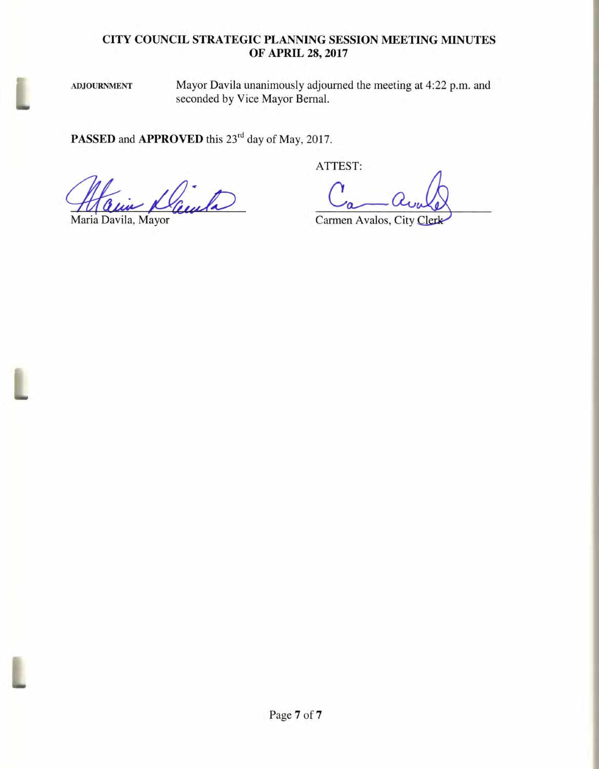**CITY COUNCIL STRATEGIC PLANNING SESSION MEETING MINUTES OF APRIL 28, 2017**

ADJOURNMENT — Mayor Davila unanimously adjourned the meeting at 4:22 p.m. and seconded by Vice Mayor Bernal.

**PASSED** and **APPROVED** this 23rd day of May, 2017.

Maria Davila, Mayor

ATTEST:

Carmen Avalos, City Clerk